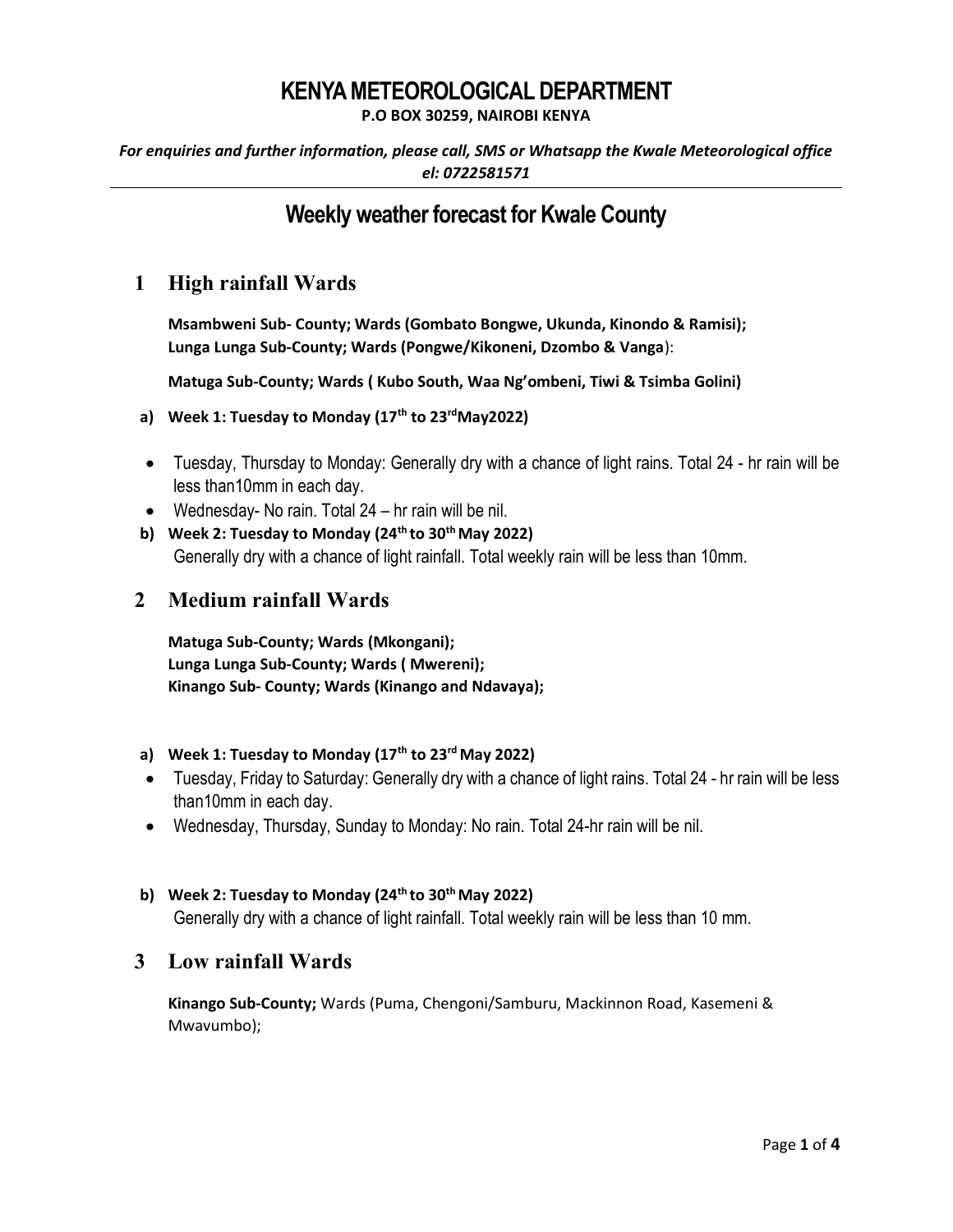# KENYA METEOROLOGICAL DEPARTMENT

**P.O BOX 30259, NAIROBI KENYA**

***For enquiries and further information, please call, SMS or Whatsapp the Kwale Meteorological office el: 0722581571***

---

## Weekly weather forecast for Kwale County

## 1 High rainfall Wards

**Msambweni Sub- County; Wards (Gombato Bongwe, Ukunda, Kinondo & Ramisi);**
**Lunga Lunga Sub-County; Wards (Pongwe/Kikoneni, Dzombo & Vanga**):

**Matuga Sub-County; Wards ( Kubo South, Waa Ng'ombeni, Tiwi & Tsimba Golini)**

**a) Week 1: Tuesday to Monday (17th to 23rd May2022)**

- Tuesday, Thursday to Monday: Generally dry with a chance of light rains. Total 24 - hr rain will be less than10mm in each day.
- Wednesday- No rain. Total 24 – hr rain will be nil.

**b) Week 2: Tuesday to Monday (24th to 30th May 2022)**

Generally dry with a chance of light rainfall. Total weekly rain will be less than 10mm.

## 2 Medium rainfall Wards

**Matuga Sub-County; Wards (Mkongani);**
**Lunga Lunga Sub-County; Wards ( Mwereni);**
**Kinango Sub- County; Wards (Kinango and Ndavaya);**

**a) Week 1: Tuesday to Monday (17th to 23rd May 2022)**

- Tuesday, Friday to Saturday: Generally dry with a chance of light rains. Total 24 - hr rain will be less than10mm in each day.
- Wednesday, Thursday, Sunday to Monday: No rain. Total 24-hr rain will be nil.

**b) Week 2: Tuesday to Monday (24th to 30th May 2022)**

Generally dry with a chance of light rainfall. Total weekly rain will be less than 10 mm.

## 3 Low rainfall Wards

**Kinango Sub-County;** Wards (Puma, Chengoni/Samburu, Mackinnon Road, Kasemeni & Mwavumbo);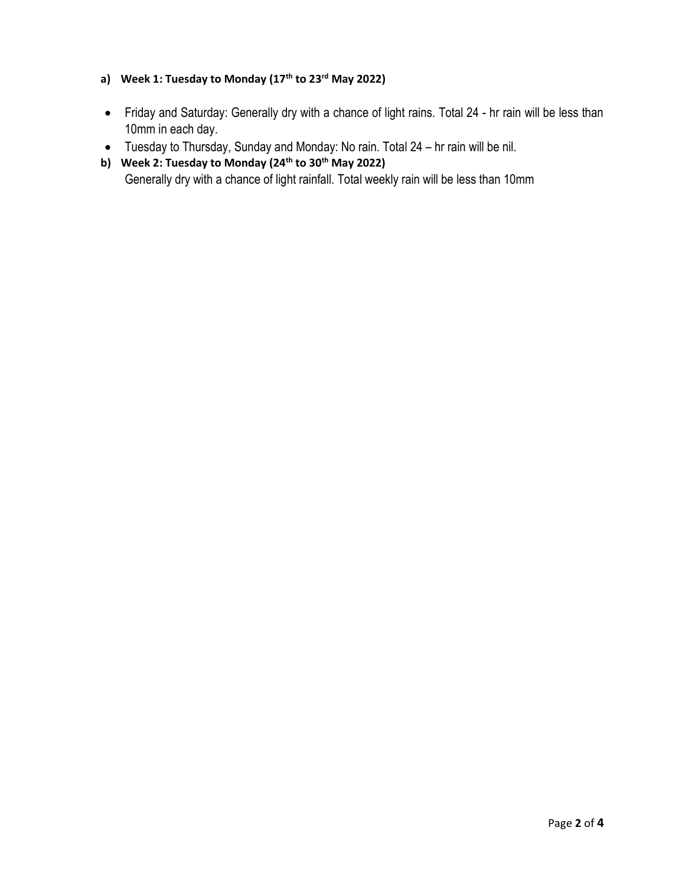**a) Week 1: Tuesday to Monday (17th to 23rd May 2022)**

- Friday and Saturday: Generally dry with a chance of light rains. Total 24 - hr rain will be less than 10mm in each day.
- Tuesday to Thursday, Sunday and Monday: No rain. Total 24 – hr rain will be nil.

**b) Week 2: Tuesday to Monday (24th to 30th May 2022)**

Generally dry with a chance of light rainfall. Total weekly rain will be less than 10mm